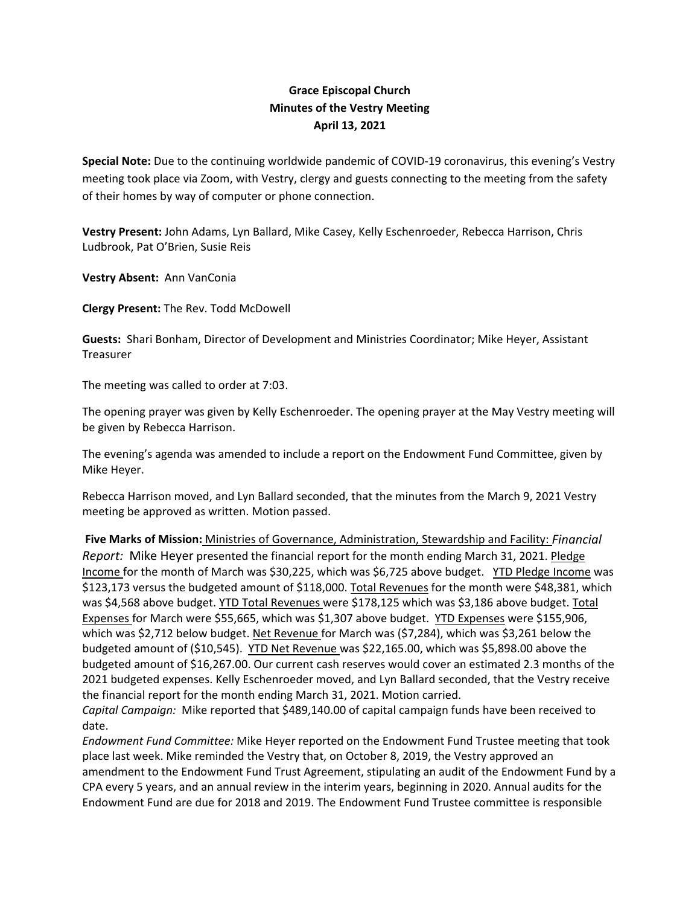**Grace Episcopal Church**
**Minutes of the Vestry Meeting**
**April 13, 2021**

**Special Note:** Due to the continuing worldwide pandemic of COVID-19 coronavirus, this evening's Vestry meeting took place via Zoom, with Vestry, clergy and guests connecting to the meeting from the safety of their homes by way of computer or phone connection.

**Vestry Present:** John Adams, Lyn Ballard, Mike Casey, Kelly Eschenroeder, Rebecca Harrison, Chris Ludbrook, Pat O'Brien, Susie Reis

**Vestry Absent:** Ann VanConia

**Clergy Present:** The Rev. Todd McDowell

**Guests:** Shari Bonham, Director of Development and Ministries Coordinator; Mike Heyer, Assistant Treasurer

The meeting was called to order at 7:03.

The opening prayer was given by Kelly Eschenroeder. The opening prayer at the May Vestry meeting will be given by Rebecca Harrison.

The evening's agenda was amended to include a report on the Endowment Fund Committee, given by Mike Heyer.

Rebecca Harrison moved, and Lyn Ballard seconded, that the minutes from the March 9, 2021 Vestry meeting be approved as written. Motion passed.

**Five Marks of Mission:** Ministries of Governance, Administration, Stewardship and Facility: *Financial Report:* Mike Heyer presented the financial report for the month ending March 31, 2021. Pledge Income for the month of March was $30,225, which was $6,725 above budget. YTD Pledge Income was $123,173 versus the budgeted amount of $118,000. Total Revenues for the month were $48,381, which was $4,568 above budget. YTD Total Revenues were $178,125 which was $3,186 above budget. Total Expenses for March were $55,665, which was $1,307 above budget. YTD Expenses were $155,906, which was $2,712 below budget. Net Revenue for March was ($7,284), which was $3,261 below the budgeted amount of ($10,545). YTD Net Revenue was $22,165.00, which was $5,898.00 above the budgeted amount of $16,267.00. Our current cash reserves would cover an estimated 2.3 months of the 2021 budgeted expenses. Kelly Eschenroeder moved, and Lyn Ballard seconded, that the Vestry receive the financial report for the month ending March 31, 2021. Motion carried.

*Capital Campaign:* Mike reported that $489,140.00 of capital campaign funds have been received to date.

*Endowment Fund Committee:* Mike Heyer reported on the Endowment Fund Trustee meeting that took place last week. Mike reminded the Vestry that, on October 8, 2019, the Vestry approved an amendment to the Endowment Fund Trust Agreement, stipulating an audit of the Endowment Fund by a CPA every 5 years, and an annual review in the interim years, beginning in 2020. Annual audits for the Endowment Fund are due for 2018 and 2019. The Endowment Fund Trustee committee is responsible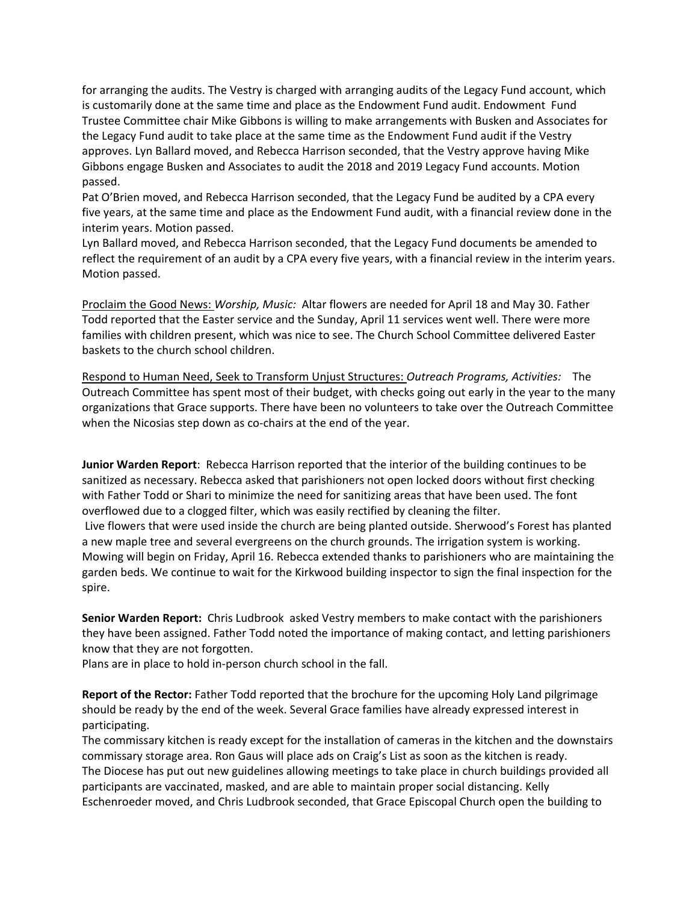for arranging the audits. The Vestry is charged with arranging audits of the Legacy Fund account, which is customarily done at the same time and place as the Endowment Fund audit. Endowment Fund Trustee Committee chair Mike Gibbons is willing to make arrangements with Busken and Associates for the Legacy Fund audit to take place at the same time as the Endowment Fund audit if the Vestry approves. Lyn Ballard moved, and Rebecca Harrison seconded, that the Vestry approve having Mike Gibbons engage Busken and Associates to audit the 2018 and 2019 Legacy Fund accounts. Motion passed.

Pat O'Brien moved, and Rebecca Harrison seconded, that the Legacy Fund be audited by a CPA every five years, at the same time and place as the Endowment Fund audit, with a financial review done in the interim years. Motion passed.

Lyn Ballard moved, and Rebecca Harrison seconded, that the Legacy Fund documents be amended to reflect the requirement of an audit by a CPA every five years, with a financial review in the interim years. Motion passed.

Proclaim the Good News: *Worship, Music:* Altar flowers are needed for April 18 and May 30. Father Todd reported that the Easter service and the Sunday, April 11 services went well. There were more families with children present, which was nice to see. The Church School Committee delivered Easter baskets to the church school children.

Respond to Human Need, Seek to Transform Unjust Structures: *Outreach Programs, Activities:* The Outreach Committee has spent most of their budget, with checks going out early in the year to the many organizations that Grace supports. There have been no volunteers to take over the Outreach Committee when the Nicosias step down as co-chairs at the end of the year.

**Junior Warden Report**: Rebecca Harrison reported that the interior of the building continues to be sanitized as necessary. Rebecca asked that parishioners not open locked doors without first checking with Father Todd or Shari to minimize the need for sanitizing areas that have been used. The font overflowed due to a clogged filter, which was easily rectified by cleaning the filter.

Live flowers that were used inside the church are being planted outside. Sherwood's Forest has planted a new maple tree and several evergreens on the church grounds. The irrigation system is working. Mowing will begin on Friday, April 16. Rebecca extended thanks to parishioners who are maintaining the garden beds. We continue to wait for the Kirkwood building inspector to sign the final inspection for the spire.

**Senior Warden Report:** Chris Ludbrook asked Vestry members to make contact with the parishioners they have been assigned. Father Todd noted the importance of making contact, and letting parishioners know that they are not forgotten.

Plans are in place to hold in-person church school in the fall.

**Report of the Rector:** Father Todd reported that the brochure for the upcoming Holy Land pilgrimage should be ready by the end of the week. Several Grace families have already expressed interest in participating.

The commissary kitchen is ready except for the installation of cameras in the kitchen and the downstairs commissary storage area. Ron Gaus will place ads on Craig's List as soon as the kitchen is ready.

The Diocese has put out new guidelines allowing meetings to take place in church buildings provided all participants are vaccinated, masked, and are able to maintain proper social distancing. Kelly Eschenroeder moved, and Chris Ludbrook seconded, that Grace Episcopal Church open the building to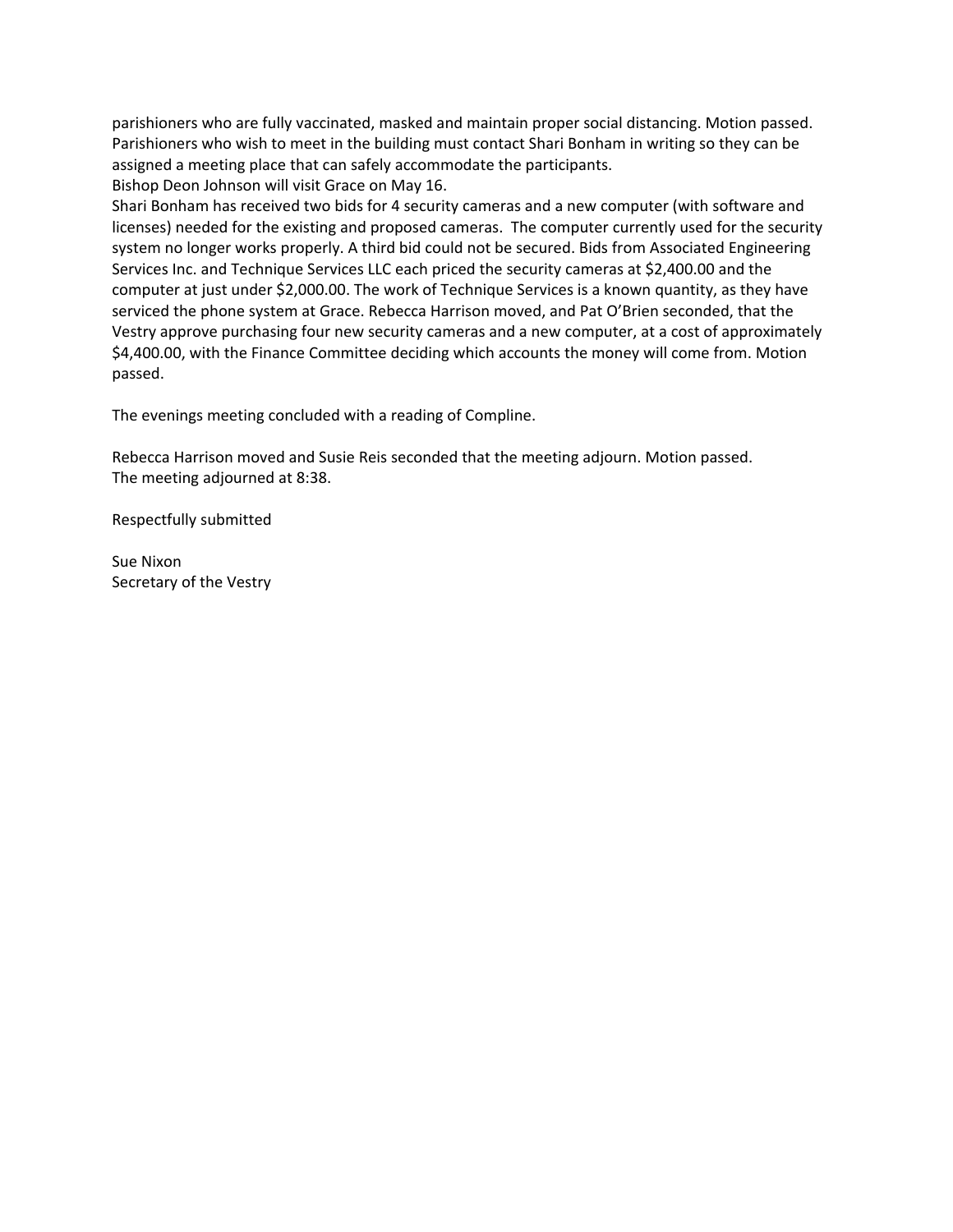parishioners who are fully vaccinated, masked and maintain proper social distancing. Motion passed. Parishioners who wish to meet in the building must contact Shari Bonham in writing so they can be assigned a meeting place that can safely accommodate the participants.
Bishop Deon Johnson will visit Grace on May 16.
Shari Bonham has received two bids for 4 security cameras and a new computer (with software and licenses) needed for the existing and proposed cameras. The computer currently used for the security system no longer works properly. A third bid could not be secured. Bids from Associated Engineering Services Inc. and Technique Services LLC each priced the security cameras at $2,400.00 and the computer at just under $2,000.00. The work of Technique Services is a known quantity, as they have serviced the phone system at Grace. Rebecca Harrison moved, and Pat O'Brien seconded, that the Vestry approve purchasing four new security cameras and a new computer, at a cost of approximately $4,400.00, with the Finance Committee deciding which accounts the money will come from. Motion passed.

The evenings meeting concluded with a reading of Compline.

Rebecca Harrison moved and Susie Reis seconded that the meeting adjourn. Motion passed.
The meeting adjourned at 8:38.

Respectfully submitted

Sue Nixon
Secretary of the Vestry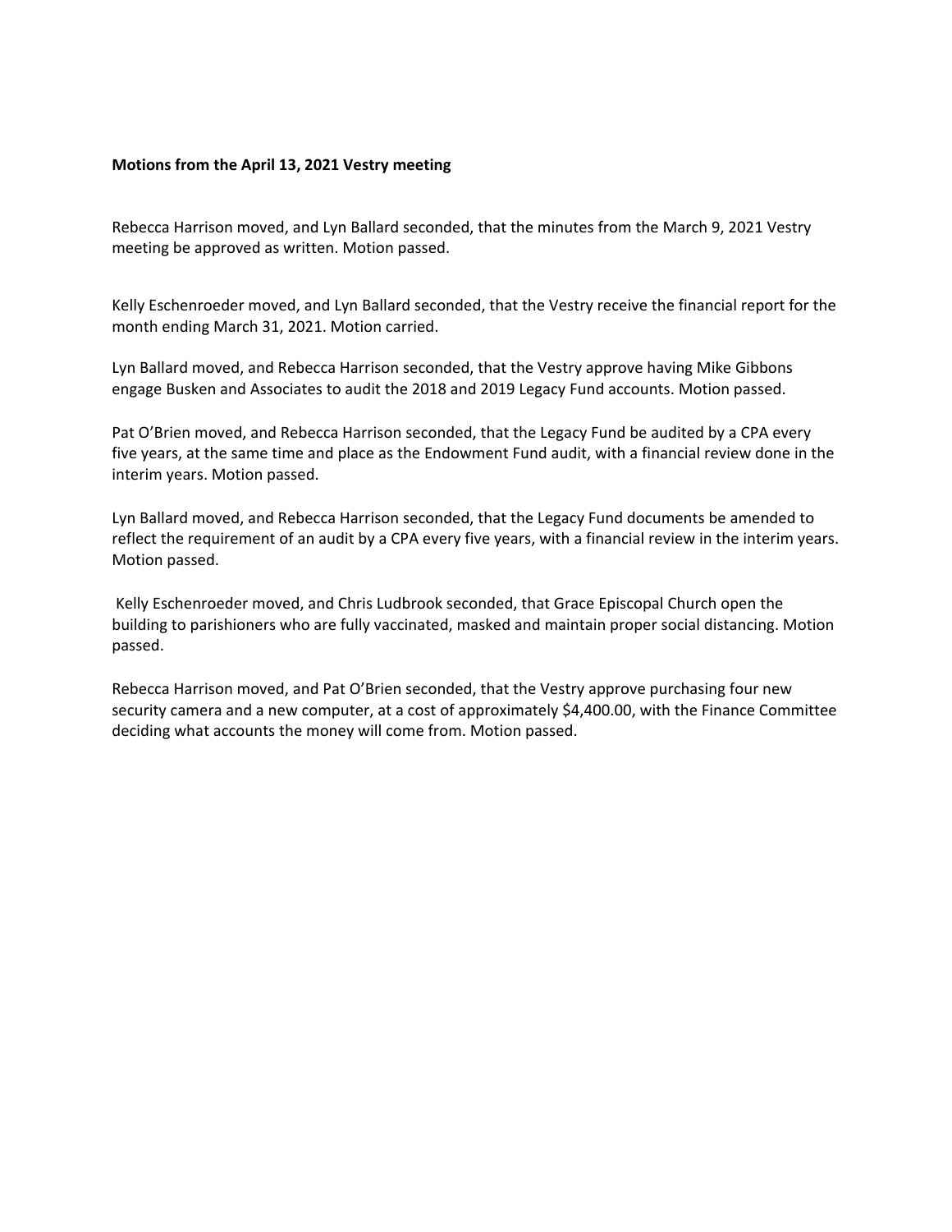**Motions from the April 13, 2021 Vestry meeting**

Rebecca Harrison moved, and Lyn Ballard seconded, that the minutes from the March 9, 2021 Vestry meeting be approved as written. Motion passed.

Kelly Eschenroeder moved, and Lyn Ballard seconded, that the Vestry receive the financial report for the month ending March 31, 2021. Motion carried.

Lyn Ballard moved, and Rebecca Harrison seconded, that the Vestry approve having Mike Gibbons engage Busken and Associates to audit the 2018 and 2019 Legacy Fund accounts. Motion passed.

Pat O'Brien moved, and Rebecca Harrison seconded, that the Legacy Fund be audited by a CPA every five years, at the same time and place as the Endowment Fund audit, with a financial review done in the interim years. Motion passed.

Lyn Ballard moved, and Rebecca Harrison seconded, that the Legacy Fund documents be amended to reflect the requirement of an audit by a CPA every five years, with a financial review in the interim years. Motion passed.

Kelly Eschenroeder moved, and Chris Ludbrook seconded, that Grace Episcopal Church open the building to parishioners who are fully vaccinated, masked and maintain proper social distancing. Motion passed.

Rebecca Harrison moved, and Pat O'Brien seconded, that the Vestry approve purchasing four new security camera and a new computer, at a cost of approximately $4,400.00, with the Finance Committee deciding what accounts the money will come from. Motion passed.